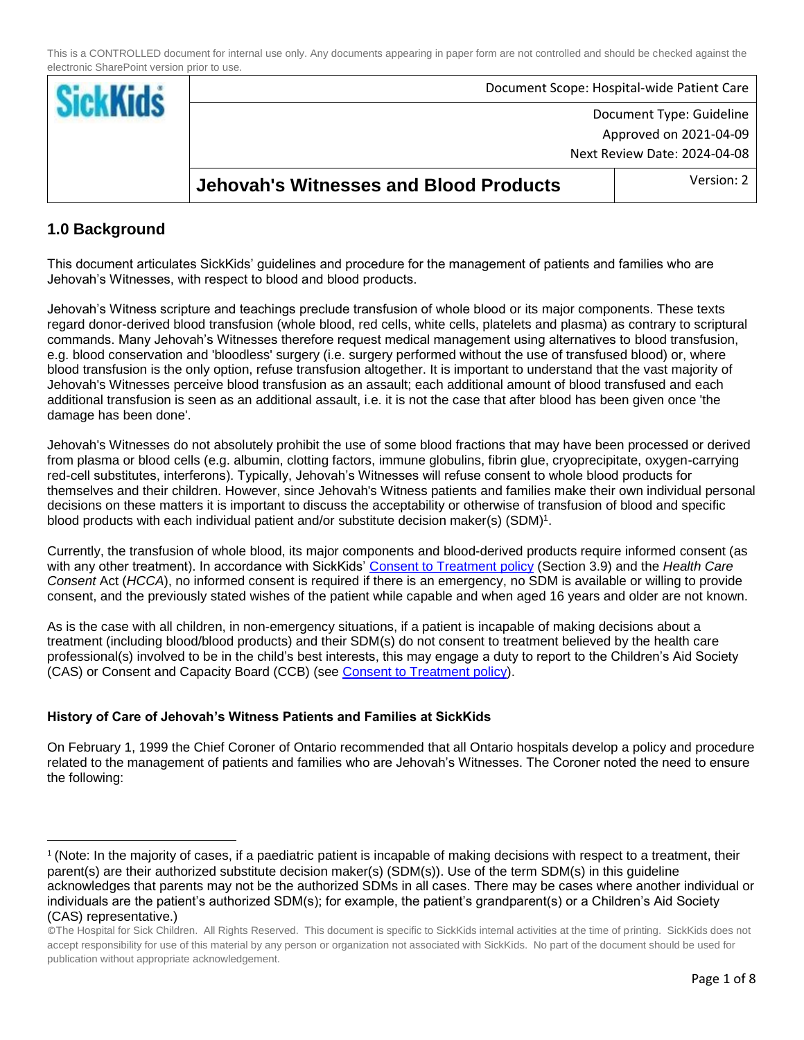This is a CONTROLLED document for internal use only. Any documents appearing in paper form are not controlled and should be checked against the electronic SharePoint version prior to use.

| SickKids | Document Scope: Hospital-wide Patient Care | |
|---|---|---|
| | Document Type: Guideline<br>Approved on 2021-04-09<br>Next Review Date: 2024-04-08 | |
| | **Jehovah's Witnesses and Blood Products** | Version: 2 |

## 1.0 Background

This document articulates SickKids' guidelines and procedure for the management of patients and families who are Jehovah's Witnesses, with respect to blood and blood products.

Jehovah's Witness scripture and teachings preclude transfusion of whole blood or its major components. These texts regard donor-derived blood transfusion (whole blood, red cells, white cells, platelets and plasma) as contrary to scriptural commands. Many Jehovah's Witnesses therefore request medical management using alternatives to blood transfusion, e.g. blood conservation and 'bloodless' surgery (i.e. surgery performed without the use of transfused blood) or, where blood transfusion is the only option, refuse transfusion altogether. It is important to understand that the vast majority of Jehovah's Witnesses perceive blood transfusion as an assault; each additional amount of blood transfused and each additional transfusion is seen as an additional assault, i.e. it is not the case that after blood has been given once 'the damage has been done'.

Jehovah's Witnesses do not absolutely prohibit the use of some blood fractions that may have been processed or derived from plasma or blood cells (e.g. albumin, clotting factors, immune globulins, fibrin glue, cryoprecipitate, oxygen-carrying red-cell substitutes, interferons). Typically, Jehovah's Witnesses will refuse consent to whole blood products for themselves and their children. However, since Jehovah's Witness patients and families make their own individual personal decisions on these matters it is important to discuss the acceptability or otherwise of transfusion of blood and specific blood products with each individual patient and/or substitute decision maker(s) (SDM)[1].

Currently, the transfusion of whole blood, its major components and blood-derived products require informed consent (as with any other treatment). In accordance with SickKids' Consent to Treatment policy (Section 3.9) and the *Health Care Consent* Act (*HCCA*), no informed consent is required if there is an emergency, no SDM is available or willing to provide consent, and the previously stated wishes of the patient while capable and when aged 16 years and older are not known.

As is the case with all children, in non-emergency situations, if a patient is incapable of making decisions about a treatment (including blood/blood products) and their SDM(s) do not consent to treatment believed by the health care professional(s) involved to be in the child's best interests, this may engage a duty to report to the Children's Aid Society (CAS) or Consent and Capacity Board (CCB) (see Consent to Treatment policy).

**History of Care of Jehovah's Witness Patients and Families at SickKids**

On February 1, 1999 the Chief Coroner of Ontario recommended that all Ontario hospitals develop a policy and procedure related to the management of patients and families who are Jehovah's Witnesses. The Coroner noted the need to ensure the following:

---

[1] (Note: In the majority of cases, if a paediatric patient is incapable of making decisions with respect to a treatment, their parent(s) are their authorized substitute decision maker(s) (SDM(s)). Use of the term SDM(s) in this guideline acknowledges that parents may not be the authorized SDMs in all cases. There may be cases where another individual or individuals are the patient's authorized SDM(s); for example, the patient's grandparent(s) or a Children's Aid Society (CAS) representative.)

©The Hospital for Sick Children. All Rights Reserved. This document is specific to SickKids internal activities at the time of printing. SickKids does not accept responsibility for use of this material by any person or organization not associated with SickKids. No part of the document should be used for publication without appropriate acknowledgement.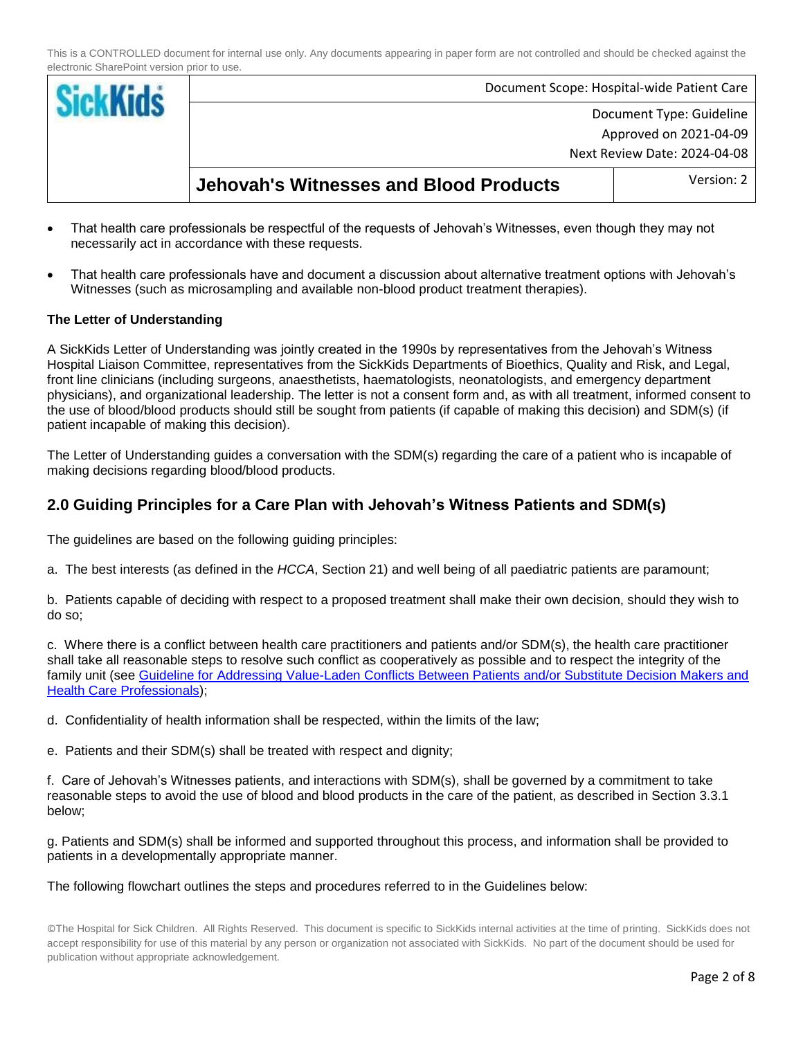- That health care professionals be respectful of the requests of Jehovah's Witnesses, even though they may not necessarily act in accordance with these requests.

- That health care professionals have and document a discussion about alternative treatment options with Jehovah's Witnesses (such as microsampling and available non-blood product treatment therapies).

**The Letter of Understanding**

A SickKids Letter of Understanding was jointly created in the 1990s by representatives from the Jehovah's Witness Hospital Liaison Committee, representatives from the SickKids Departments of Bioethics, Quality and Risk, and Legal, front line clinicians (including surgeons, anaesthetists, haematologists, neonatologists, and emergency department physicians), and organizational leadership. The letter is not a consent form and, as with all treatment, informed consent to the use of blood/blood products should still be sought from patients (if capable of making this decision) and SDM(s) (if patient incapable of making this decision).

The Letter of Understanding guides a conversation with the SDM(s) regarding the care of a patient who is incapable of making decisions regarding blood/blood products.

## 2.0 Guiding Principles for a Care Plan with Jehovah's Witness Patients and SDM(s)

The guidelines are based on the following guiding principles:

a. The best interests (as defined in the *HCCA*, Section 21) and well being of all paediatric patients are paramount;

b. Patients capable of deciding with respect to a proposed treatment shall make their own decision, should they wish to do so;

c. Where there is a conflict between health care practitioners and patients and/or SDM(s), the health care practitioner shall take all reasonable steps to resolve such conflict as cooperatively as possible and to respect the integrity of the family unit (see Guideline for Addressing Value-Laden Conflicts Between Patients and/or Substitute Decision Makers and Health Care Professionals);

d. Confidentiality of health information shall be respected, within the limits of the law;

e. Patients and their SDM(s) shall be treated with respect and dignity;

f. Care of Jehovah's Witnesses patients, and interactions with SDM(s), shall be governed by a commitment to take reasonable steps to avoid the use of blood and blood products in the care of the patient, as described in Section 3.3.1 below;

g. Patients and SDM(s) shall be informed and supported throughout this process, and information shall be provided to patients in a developmentally appropriate manner.

The following flowchart outlines the steps and procedures referred to in the Guidelines below: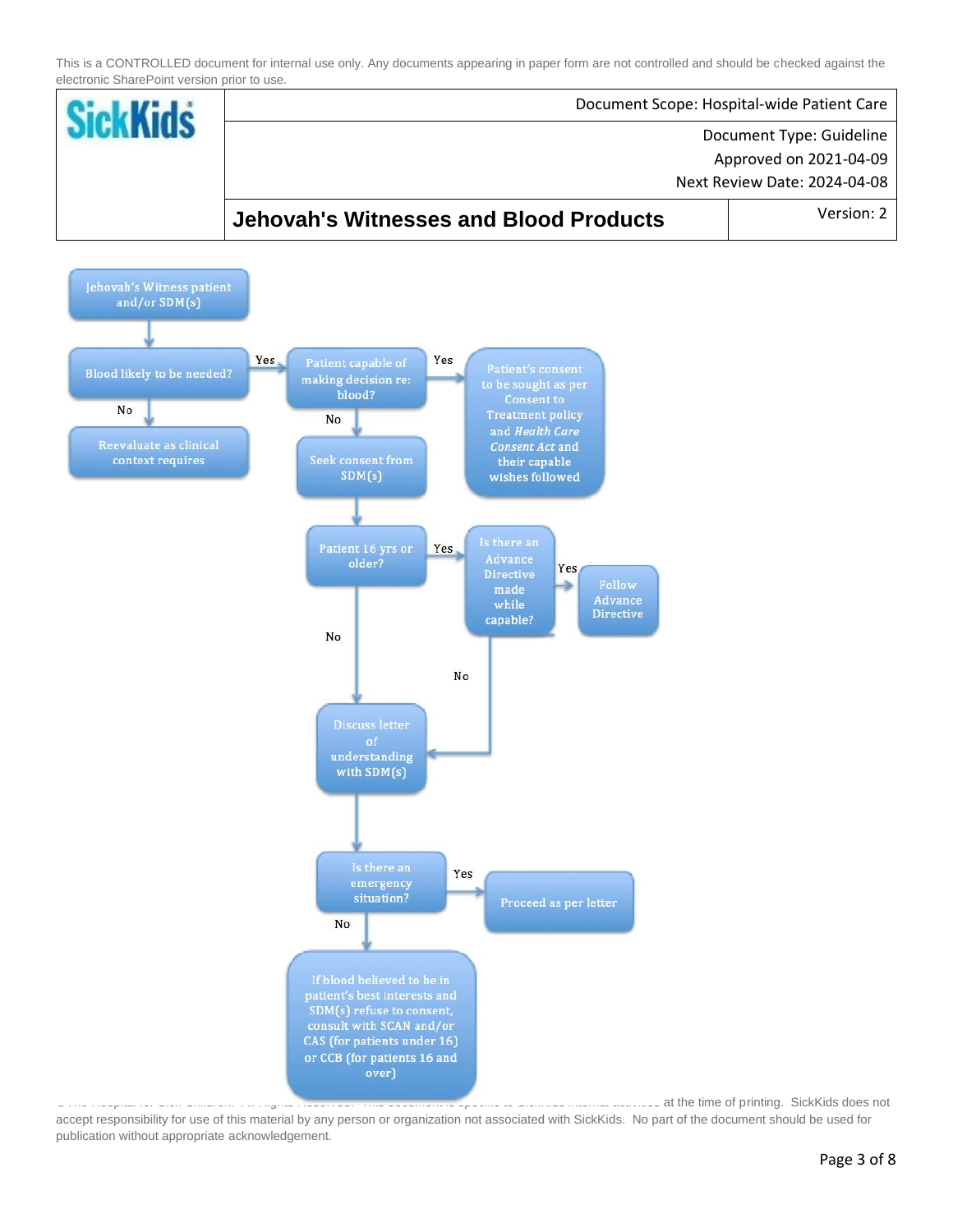- **Jehovah's Witness patient and/or SDM(s)**
  - **Blood likely to be needed?**
    - **No** → Reevaluate as clinical context requires
    - **Yes** → **Patient capable of making decision re: blood?**
      - **Yes** → Patient's consent to be sought as per Consent to Treatment policy and *Health Care Consent Act* and their capable wishes followed
      - **No** → Seek consent from SDM(s)
        - **Patient 16 yrs or older?**
          - **Yes** → **Is there an Advance Directive made while capable?**
            - **Yes** → Follow Advance Directive
            - **No** → Discuss letter of understanding with SDM(s)
          - **No** → Discuss letter of understanding with SDM(s)
            - **Is there an emergency situation?**
              - **Yes** → Proceed as per letter
              - **No** → If blood believed to be in patient's best interests and SDM(s) refuse to consent, consult with SCAN and/or CAS (for patients under 16) or CCB (for patients 16 and over)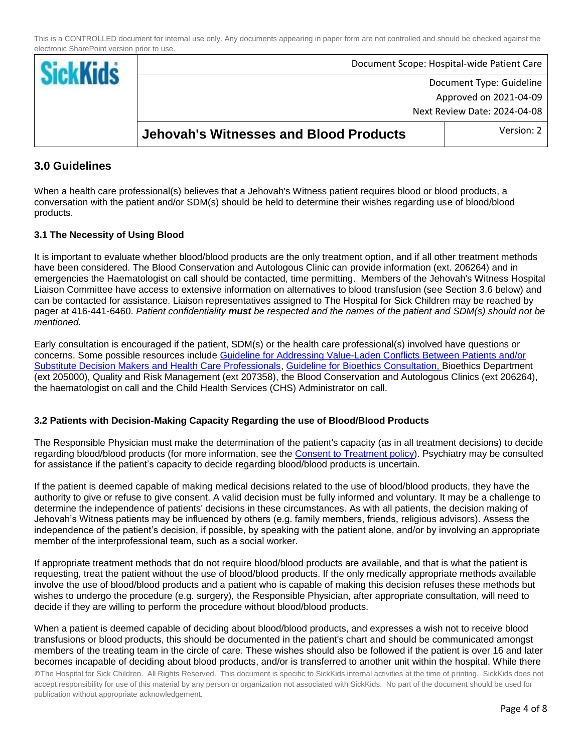## 3.0 Guidelines

When a health care professional(s) believes that a Jehovah's Witness patient requires blood or blood products, a conversation with the patient and/or SDM(s) should be held to determine their wishes regarding use of blood/blood products.

### 3.1 The Necessity of Using Blood

It is important to evaluate whether blood/blood products are the only treatment option, and if all other treatment methods have been considered. The Blood Conservation and Autologous Clinic can provide information (ext. 206264) and in emergencies the Haematologist on call should be contacted, time permitting. Members of the Jehovah's Witness Hospital Liaison Committee have access to extensive information on alternatives to blood transfusion (see Section 3.6 below) and can be contacted for assistance. Liaison representatives assigned to The Hospital for Sick Children may be reached by pager at 416-441-6460. *Patient confidentiality **must** be respected and the names of the patient and SDM(s) should not be mentioned.*

Early consultation is encouraged if the patient, SDM(s) or the health care professional(s) involved have questions or concerns. Some possible resources include Guideline for Addressing Value-Laden Conflicts Between Patients and/or Substitute Decision Makers and Health Care Professionals, Guideline for Bioethics Consultation, Bioethics Department (ext 205000), Quality and Risk Management (ext 207358), the Blood Conservation and Autologous Clinics (ext 206264), the haematologist on call and the Child Health Services (CHS) Administrator on call.

### 3.2 Patients with Decision-Making Capacity Regarding the use of Blood/Blood Products

The Responsible Physician must make the determination of the patient's capacity (as in all treatment decisions) to decide regarding blood/blood products (for more information, see the Consent to Treatment policy). Psychiatry may be consulted for assistance if the patient's capacity to decide regarding blood/blood products is uncertain.

If the patient is deemed capable of making medical decisions related to the use of blood/blood products, they have the authority to give or refuse to give consent. A valid decision must be fully informed and voluntary. It may be a challenge to determine the independence of patients' decisions in these circumstances. As with all patients, the decision making of Jehovah's Witness patients may be influenced by others (e.g. family members, friends, religious advisors). Assess the independence of the patient's decision, if possible, by speaking with the patient alone, and/or by involving an appropriate member of the interprofessional team, such as a social worker.

If appropriate treatment methods that do not require blood/blood products are available, and that is what the patient is requesting, treat the patient without the use of blood/blood products. If the only medically appropriate methods available involve the use of blood/blood products and a patient who is capable of making this decision refuses these methods but wishes to undergo the procedure (e.g. surgery), the Responsible Physician, after appropriate consultation, will need to decide if they are willing to perform the procedure without blood/blood products.

When a patient is deemed capable of deciding about blood/blood products, and expresses a wish not to receive blood transfusions or blood products, this should be documented in the patient's chart and should be communicated amongst members of the treating team in the circle of care. These wishes should also be followed if the patient is over 16 and later becomes incapable of deciding about blood products, and/or is transferred to another unit within the hospital. While there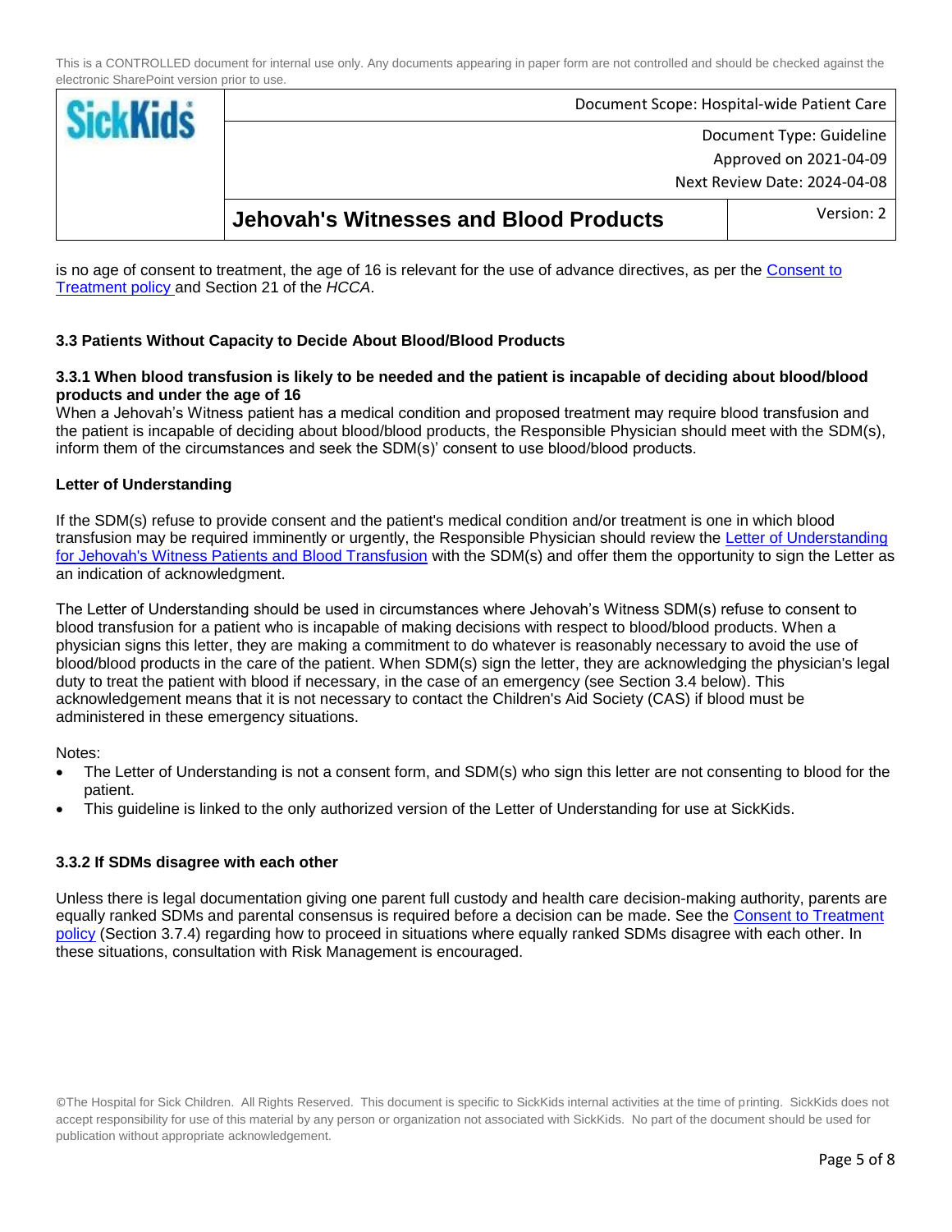is no age of consent to treatment, the age of 16 is relevant for the use of advance directives, as per the Consent to Treatment policy and Section 21 of the *HCCA*.

### 3.3 Patients Without Capacity to Decide About Blood/Blood Products

#### 3.3.1 When blood transfusion is likely to be needed and the patient is incapable of deciding about blood/blood products and under the age of 16

When a Jehovah's Witness patient has a medical condition and proposed treatment may require blood transfusion and the patient is incapable of deciding about blood/blood products, the Responsible Physician should meet with the SDM(s), inform them of the circumstances and seek the SDM(s)' consent to use blood/blood products.

**Letter of Understanding**

If the SDM(s) refuse to provide consent and the patient's medical condition and/or treatment is one in which blood transfusion may be required imminently or urgently, the Responsible Physician should review the Letter of Understanding for Jehovah's Witness Patients and Blood Transfusion with the SDM(s) and offer them the opportunity to sign the Letter as an indication of acknowledgment.

The Letter of Understanding should be used in circumstances where Jehovah's Witness SDM(s) refuse to consent to blood transfusion for a patient who is incapable of making decisions with respect to blood/blood products. When a physician signs this letter, they are making a commitment to do whatever is reasonably necessary to avoid the use of blood/blood products in the care of the patient. When SDM(s) sign the letter, they are acknowledging the physician's legal duty to treat the patient with blood if necessary, in the case of an emergency (see Section 3.4 below). This acknowledgement means that it is not necessary to contact the Children's Aid Society (CAS) if blood must be administered in these emergency situations.

Notes:

- The Letter of Understanding is not a consent form, and SDM(s) who sign this letter are not consenting to blood for the patient.
- This guideline is linked to the only authorized version of the Letter of Understanding for use at SickKids.

#### 3.3.2 If SDMs disagree with each other

Unless there is legal documentation giving one parent full custody and health care decision-making authority, parents are equally ranked SDMs and parental consensus is required before a decision can be made. See the Consent to Treatment policy (Section 3.7.4) regarding how to proceed in situations where equally ranked SDMs disagree with each other. In these situations, consultation with Risk Management is encouraged.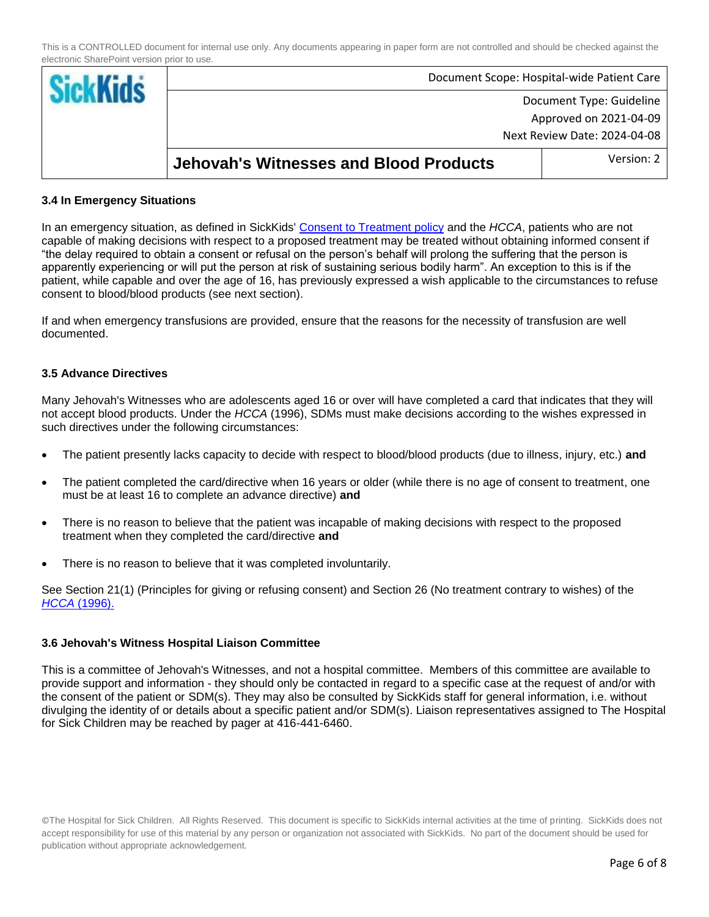### 3.4 In Emergency Situations

In an emergency situation, as defined in SickKids' [Consent to Treatment policy]() and the *HCCA*, patients who are not capable of making decisions with respect to a proposed treatment may be treated without obtaining informed consent if "the delay required to obtain a consent or refusal on the person's behalf will prolong the suffering that the person is apparently experiencing or will put the person at risk of sustaining serious bodily harm". An exception to this is if the patient, while capable and over the age of 16, has previously expressed a wish applicable to the circumstances to refuse consent to blood/blood products (see next section).

If and when emergency transfusions are provided, ensure that the reasons for the necessity of transfusion are well documented.

### 3.5 Advance Directives

Many Jehovah's Witnesses who are adolescents aged 16 or over will have completed a card that indicates that they will not accept blood products. Under the *HCCA* (1996), SDMs must make decisions according to the wishes expressed in such directives under the following circumstances:

- The patient presently lacks capacity to decide with respect to blood/blood products (due to illness, injury, etc.) **and**
- The patient completed the card/directive when 16 years or older (while there is no age of consent to treatment, one must be at least 16 to complete an advance directive) **and**
- There is no reason to believe that the patient was incapable of making decisions with respect to the proposed treatment when they completed the card/directive **and**
- There is no reason to believe that it was completed involuntarily.

See Section 21(1) (Principles for giving or refusing consent) and Section 26 (No treatment contrary to wishes) of the [*HCCA* (1996).]()

### 3.6 Jehovah's Witness Hospital Liaison Committee

This is a committee of Jehovah's Witnesses, and not a hospital committee. Members of this committee are available to provide support and information - they should only be contacted in regard to a specific case at the request of and/or with the consent of the patient or SDM(s). They may also be consulted by SickKids staff for general information, i.e. without divulging the identity of or details about a specific patient and/or SDM(s). Liaison representatives assigned to The Hospital for Sick Children may be reached by pager at 416-441-6460.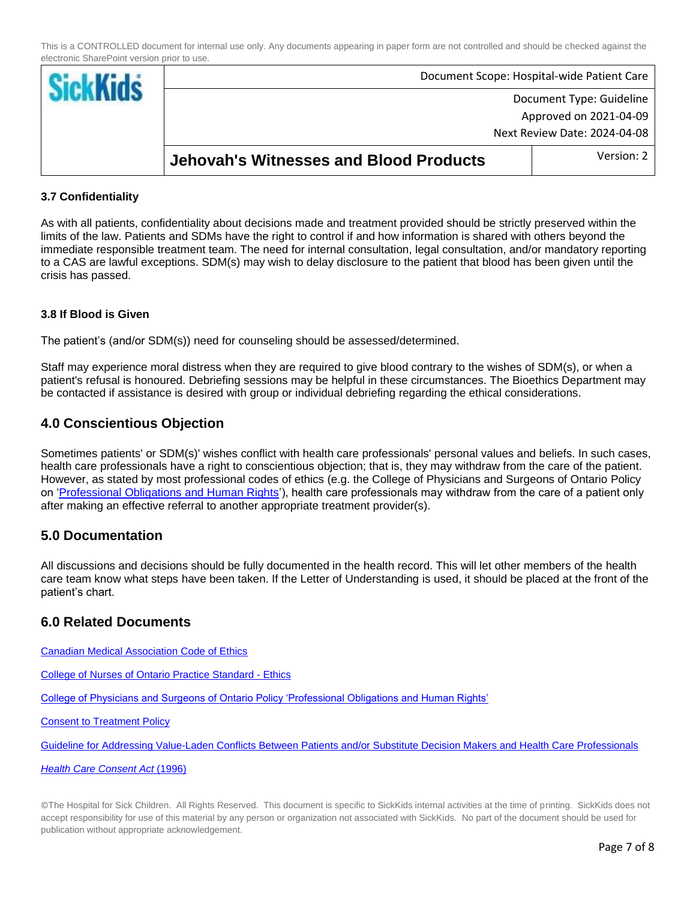### 3.7 Confidentiality

As with all patients, confidentiality about decisions made and treatment provided should be strictly preserved within the limits of the law. Patients and SDMs have the right to control if and how information is shared with others beyond the immediate responsible treatment team. The need for internal consultation, legal consultation, and/or mandatory reporting to a CAS are lawful exceptions. SDM(s) may wish to delay disclosure to the patient that blood has been given until the crisis has passed.

### 3.8 If Blood is Given

The patient's (and/or SDM(s)) need for counseling should be assessed/determined.

Staff may experience moral distress when they are required to give blood contrary to the wishes of SDM(s), or when a patient's refusal is honoured. Debriefing sessions may be helpful in these circumstances. The Bioethics Department may be contacted if assistance is desired with group or individual debriefing regarding the ethical considerations.

## 4.0 Conscientious Objection

Sometimes patients' or SDM(s)' wishes conflict with health care professionals' personal values and beliefs. In such cases, health care professionals have a right to conscientious objection; that is, they may withdraw from the care of the patient. However, as stated by most professional codes of ethics (e.g. the College of Physicians and Surgeons of Ontario Policy on 'Professional Obligations and Human Rights'), health care professionals may withdraw from the care of a patient only after making an effective referral to another appropriate treatment provider(s).

## 5.0 Documentation

All discussions and decisions should be fully documented in the health record. This will let other members of the health care team know what steps have been taken. If the Letter of Understanding is used, it should be placed at the front of the patient's chart.

## 6.0 Related Documents

Canadian Medical Association Code of Ethics

College of Nurses of Ontario Practice Standard - Ethics

College of Physicians and Surgeons of Ontario Policy 'Professional Obligations and Human Rights'

Consent to Treatment Policy

Guideline for Addressing Value-Laden Conflicts Between Patients and/or Substitute Decision Makers and Health Care Professionals

*Health Care Consent Act* (1996)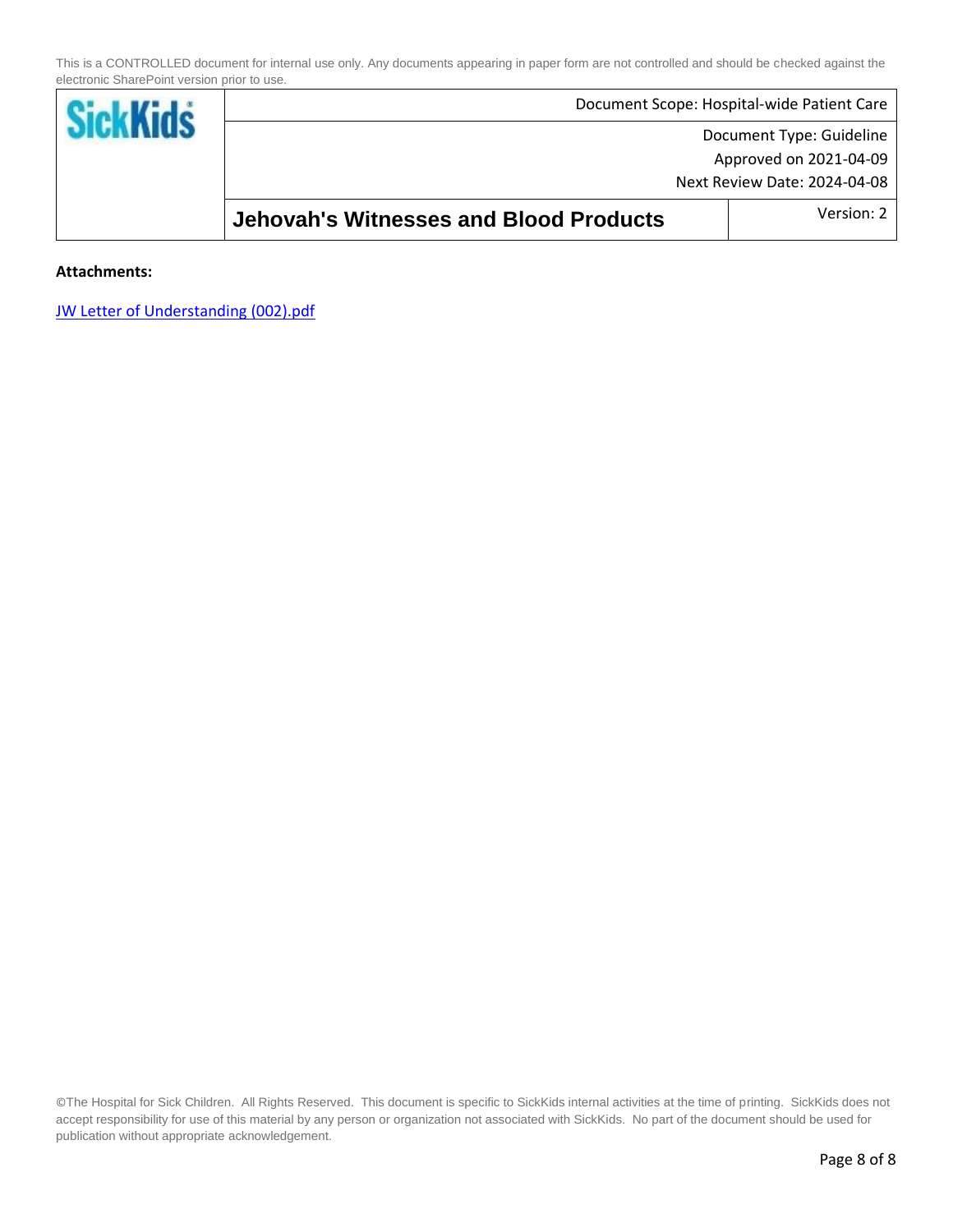**Attachments:**

JW Letter of Understanding (002).pdf